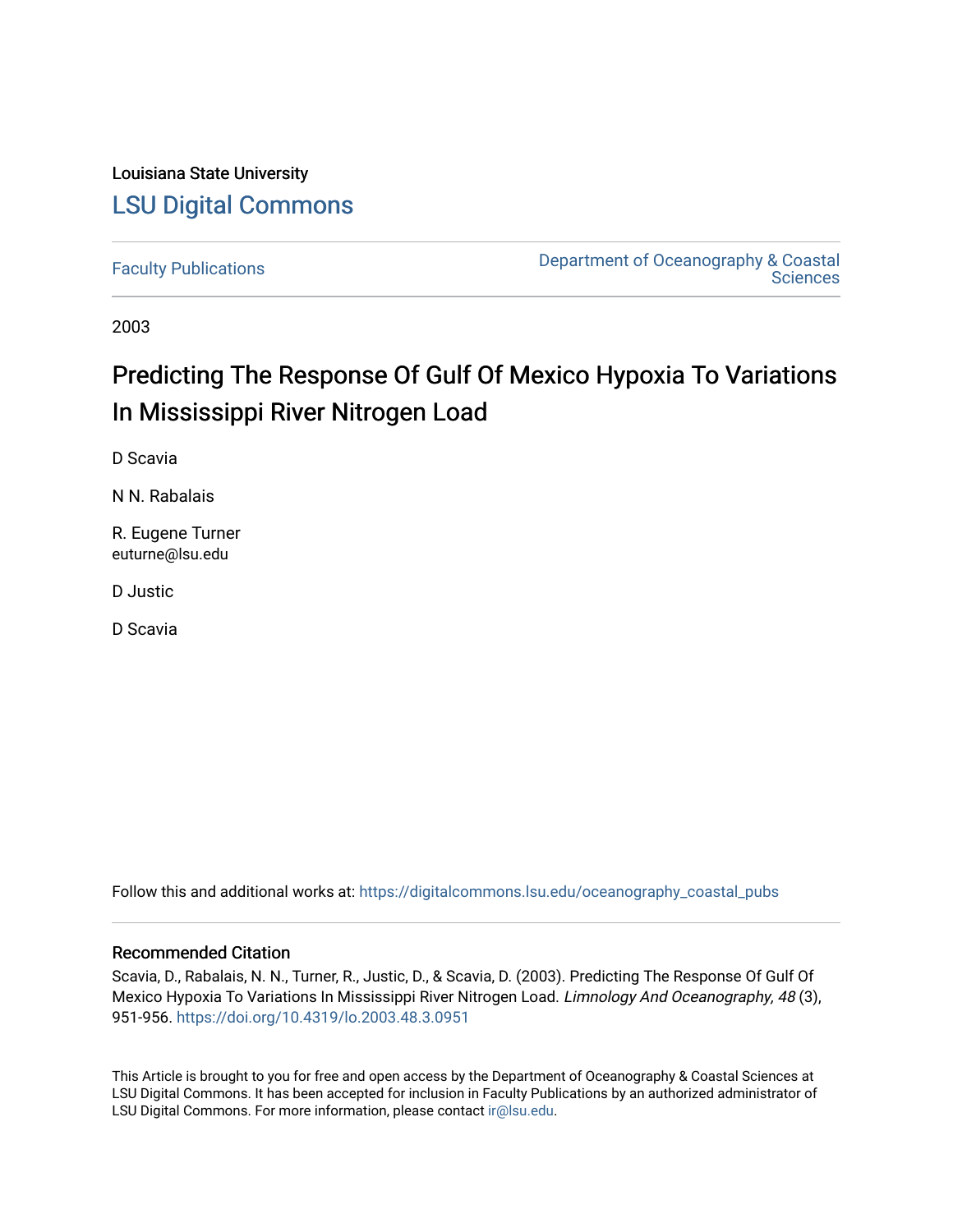Louisiana State University

# LSU Digital Commons

Faculty Publications | Department of Oceanography & Coastal Sciences

2003

# Predicting The Response Of Gulf Of Mexico Hypoxia To Variations In Mississippi River Nitrogen Load

D Scavia

N N. Rabalais

R. Eugene Turner
euturne@lsu.edu

D Justic

D Scavia

Follow this and additional works at: https://digitalcommons.lsu.edu/oceanography_coastal_pubs

## Recommended Citation

Scavia, D., Rabalais, N. N., Turner, R., Justic, D., & Scavia, D. (2003). Predicting The Response Of Gulf Of Mexico Hypoxia To Variations In Mississippi River Nitrogen Load. *Limnology And Oceanography, 48* (3), 951-956. https://doi.org/10.4319/lo.2003.48.3.0951

This Article is brought to you for free and open access by the Department of Oceanography & Coastal Sciences at LSU Digital Commons. It has been accepted for inclusion in Faculty Publications by an authorized administrator of LSU Digital Commons. For more information, please contact ir@lsu.edu.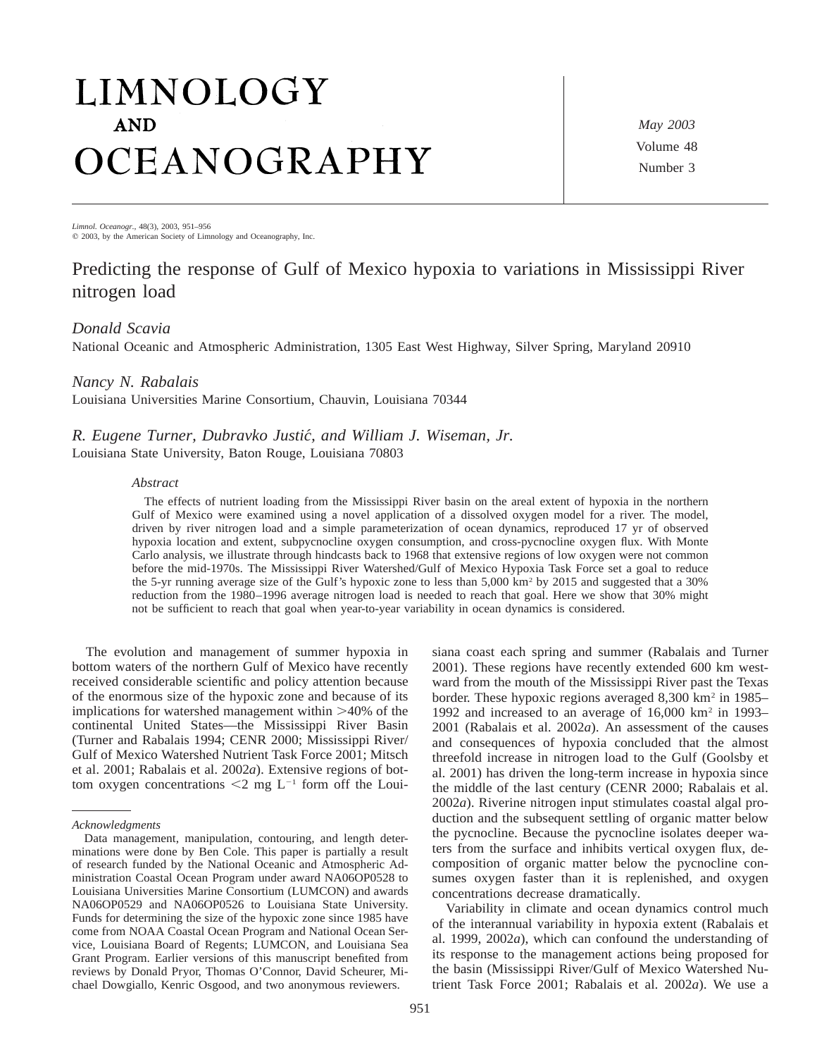Predicting the response of Gulf of Mexico hypoxia to variations in Mississippi River nitrogen load

*Donald Scavia*
National Oceanic and Atmospheric Administration, 1305 East West Highway, Silver Spring, Maryland 20910

*Nancy N. Rabalais*
Louisiana Universities Marine Consortium, Chauvin, Louisiana 70344

*R. Eugene Turner, Dubravko Justić, and William J. Wiseman, Jr.*
Louisiana State University, Baton Rouge, Louisiana 70803

### Abstract

The effects of nutrient loading from the Mississippi River basin on the areal extent of hypoxia in the northern Gulf of Mexico were examined using a novel application of a dissolved oxygen model for a river. The model, driven by river nitrogen load and a simple parameterization of ocean dynamics, reproduced 17 yr of observed hypoxia location and extent, subpycnocline oxygen consumption, and cross-pycnocline oxygen flux. With Monte Carlo analysis, we illustrate through hindcasts back to 1968 that extensive regions of low oxygen were not common before the mid-1970s. The Mississippi River Watershed/Gulf of Mexico Hypoxia Task Force set a goal to reduce the 5-yr running average size of the Gulf's hypoxic zone to less than 5,000 km$^2$ by 2015 and suggested that a 30% reduction from the 1980–1996 average nitrogen load is needed to reach that goal. Here we show that 30% might not be sufficient to reach that goal when year-to-year variability in ocean dynamics is considered.

The evolution and management of summer hypoxia in bottom waters of the northern Gulf of Mexico have recently received considerable scientific and policy attention because of the enormous size of the hypoxic zone and because of its implications for watershed management within >40% of the continental United States—the Mississippi River Basin (Turner and Rabalais 1994; CENR 2000; Mississippi River/Gulf of Mexico Watershed Nutrient Task Force 2001; Mitsch et al. 2001; Rabalais et al. 2002*a*). Extensive regions of bottom oxygen concentrations <2 mg L$^{-1}$ form off the Louisiana coast each spring and summer (Rabalais and Turner 2001). These regions have recently extended 600 km westward from the mouth of the Mississippi River past the Texas border. These hypoxic regions averaged 8,300 km$^2$ in 1985–1992 and increased to an average of 16,000 km$^2$ in 1993–2001 (Rabalais et al. 2002*a*). An assessment of the causes and consequences of hypoxia concluded that the almost threefold increase in nitrogen load to the Gulf (Goolsby et al. 2001) has driven the long-term increase in hypoxia since the middle of the last century (CENR 2000; Rabalais et al. 2002*a*). Riverine nitrogen input stimulates coastal algal production and the subsequent settling of organic matter below the pycnocline. Because the pycnocline isolates deeper waters from the surface and inhibits vertical oxygen flux, decomposition of organic matter below the pycnocline consumes oxygen faster than it is replenished, and oxygen concentrations decrease dramatically.

Variability in climate and ocean dynamics control much of the interannual variability in hypoxia extent (Rabalais et al. 1999, 2002*a*), which can confound the understanding of its response to the management actions being proposed for the basin (Mississippi River/Gulf of Mexico Watershed Nutrient Task Force 2001; Rabalais et al. 2002*a*). We use a

*Acknowledgments*

Data management, manipulation, contouring, and length determinations were done by Ben Cole. This paper is partially a result of research funded by the National Oceanic and Atmospheric Administration Coastal Ocean Program under award NA06OP0528 to Louisiana Universities Marine Consortium (LUMCON) and awards NA06OP0529 and NA06OP0526 to Louisiana State University. Funds for determining the size of the hypoxic zone since 1985 have come from NOAA Coastal Ocean Program and National Ocean Service, Louisiana Board of Regents; LUMCON, and Louisiana Sea Grant Program. Earlier versions of this manuscript benefited from reviews by Donald Pryor, Thomas O'Connor, David Scheurer, Michael Dowgiallo, Kenric Osgood, and two anonymous reviewers.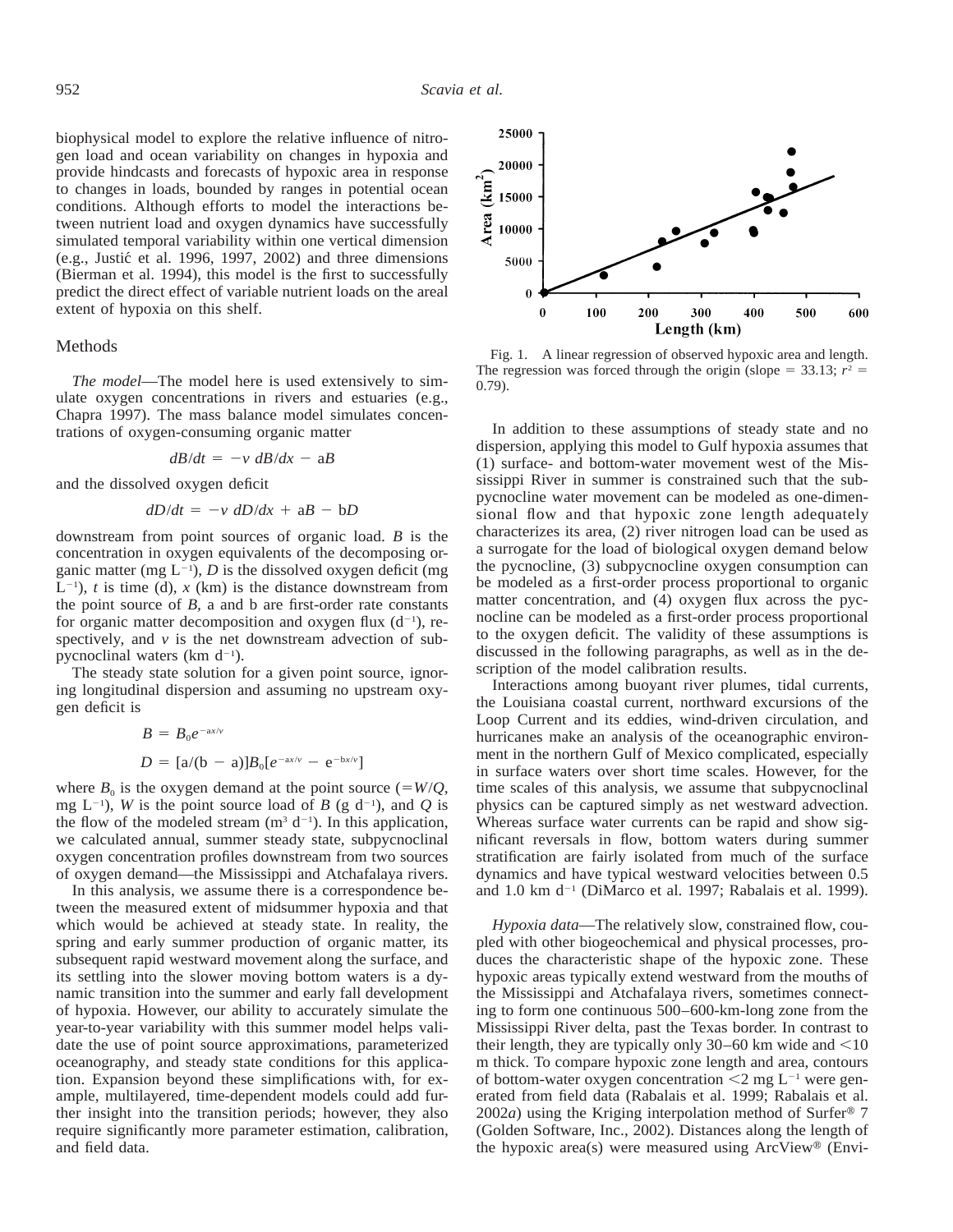biophysical model to explore the relative influence of nitrogen load and ocean variability on changes in hypoxia and provide hindcasts and forecasts of hypoxic area in response to changes in loads, bounded by ranges in potential ocean conditions. Although efforts to model the interactions between nutrient load and oxygen dynamics have successfully simulated temporal variability within one vertical dimension (e.g., Justić et al. 1996, 1997, 2002) and three dimensions (Bierman et al. 1994), this model is the first to successfully predict the direct effect of variable nutrient loads on the areal extent of hypoxia on this shelf.

## Methods

*The model*—The model here is used extensively to simulate oxygen concentrations in rivers and estuaries (e.g., Chapra 1997). The mass balance model simulates concentrations of oxygen-consuming organic matter

$$dB/dt = -v\ dB/dx - \mathrm{a}B$$

and the dissolved oxygen deficit

$$dD/dt = -v\ dD/dx + \mathrm{a}B - \mathrm{b}D$$

downstream from point sources of organic load. $B$ is the concentration in oxygen equivalents of the decomposing organic matter (mg $\mathrm{L}^{-1}$), $D$ is the dissolved oxygen deficit (mg $\mathrm{L}^{-1}$), $t$ is time (d), $x$ (km) is the distance downstream from the point source of $B$, a and b are first-order rate constants for organic matter decomposition and oxygen flux ($\mathrm{d}^{-1}$), respectively, and $v$ is the net downstream advection of subpycnoclinal waters (km $\mathrm{d}^{-1}$).

The steady state solution for a given point source, ignoring longitudinal dispersion and assuming no upstream oxygen deficit is

$$B = B_0 e^{-\mathrm{a}x/v}$$

$$D = [\mathrm{a}/(\mathrm{b} - \mathrm{a})]B_0[e^{-\mathrm{a}x/v} - \mathrm{e}^{-\mathrm{b}x/v}]$$

where $B_0$ is the oxygen demand at the point source ($=W/Q$, mg $\mathrm{L}^{-1}$), $W$ is the point source load of $B$ (g $\mathrm{d}^{-1}$), and $Q$ is the flow of the modeled stream ($\mathrm{m}^3\ \mathrm{d}^{-1}$). In this application, we calculated annual, summer steady state, subpycnoclinal oxygen concentration profiles downstream from two sources of oxygen demand—the Mississippi and Atchafalaya rivers.

In this analysis, we assume there is a correspondence between the measured extent of midsummer hypoxia and that which would be achieved at steady state. In reality, the spring and early summer production of organic matter, its subsequent rapid westward movement along the surface, and its settling into the slower moving bottom waters is a dynamic transition into the summer and early fall development of hypoxia. However, our ability to accurately simulate the year-to-year variability with this summer model helps validate the use of point source approximations, parameterized oceanography, and steady state conditions for this application. Expansion beyond these simplifications with, for example, multilayered, time-dependent models could add further insight into the transition periods; however, they also require significantly more parameter estimation, calibration, and field data.

Fig. 1. A linear regression of observed hypoxic area and length. The regression was forced through the origin (slope = 33.13; $r^2$ = 0.79).

In addition to these assumptions of steady state and no dispersion, applying this model to Gulf hypoxia assumes that (1) surface- and bottom-water movement west of the Mississippi River in summer is constrained such that the subpycnocline water movement can be modeled as one-dimensional flow and that hypoxic zone length adequately characterizes its area, (2) river nitrogen load can be used as a surrogate for the load of biological oxygen demand below the pycnocline, (3) subpycnocline oxygen consumption can be modeled as a first-order process proportional to organic matter concentration, and (4) oxygen flux across the pycnocline can be modeled as a first-order process proportional to the oxygen deficit. The validity of these assumptions is discussed in the following paragraphs, as well as in the description of the model calibration results.

Interactions among buoyant river plumes, tidal currents, the Louisiana coastal current, northward excursions of the Loop Current and its eddies, wind-driven circulation, and hurricanes make an analysis of the oceanographic environment in the northern Gulf of Mexico complicated, especially in surface waters over short time scales. However, for the time scales of this analysis, we assume that subpycnoclinal physics can be captured simply as net westward advection. Whereas surface water currents can be rapid and show significant reversals in flow, bottom waters during summer stratification are fairly isolated from much of the surface dynamics and have typical westward velocities between 0.5 and 1.0 km $\mathrm{d}^{-1}$ (DiMarco et al. 1997; Rabalais et al. 1999).

*Hypoxia data*—The relatively slow, constrained flow, coupled with other biogeochemical and physical processes, produces the characteristic shape of the hypoxic zone. These hypoxic areas typically extend westward from the mouths of the Mississippi and Atchafalaya rivers, sometimes connecting to form one continuous 500–600-km-long zone from the Mississippi River delta, past the Texas border. In contrast to their length, they are typically only 30–60 km wide and <10 m thick. To compare hypoxic zone length and area, contours of bottom-water oxygen concentration <2 mg $\mathrm{L}^{-1}$ were generated from field data (Rabalais et al. 1999; Rabalais et al. 2002*a*) using the Kriging interpolation method of Surfer® 7 (Golden Software, Inc., 2002). Distances along the length of the hypoxic area(s) were measured using ArcView® (Envi-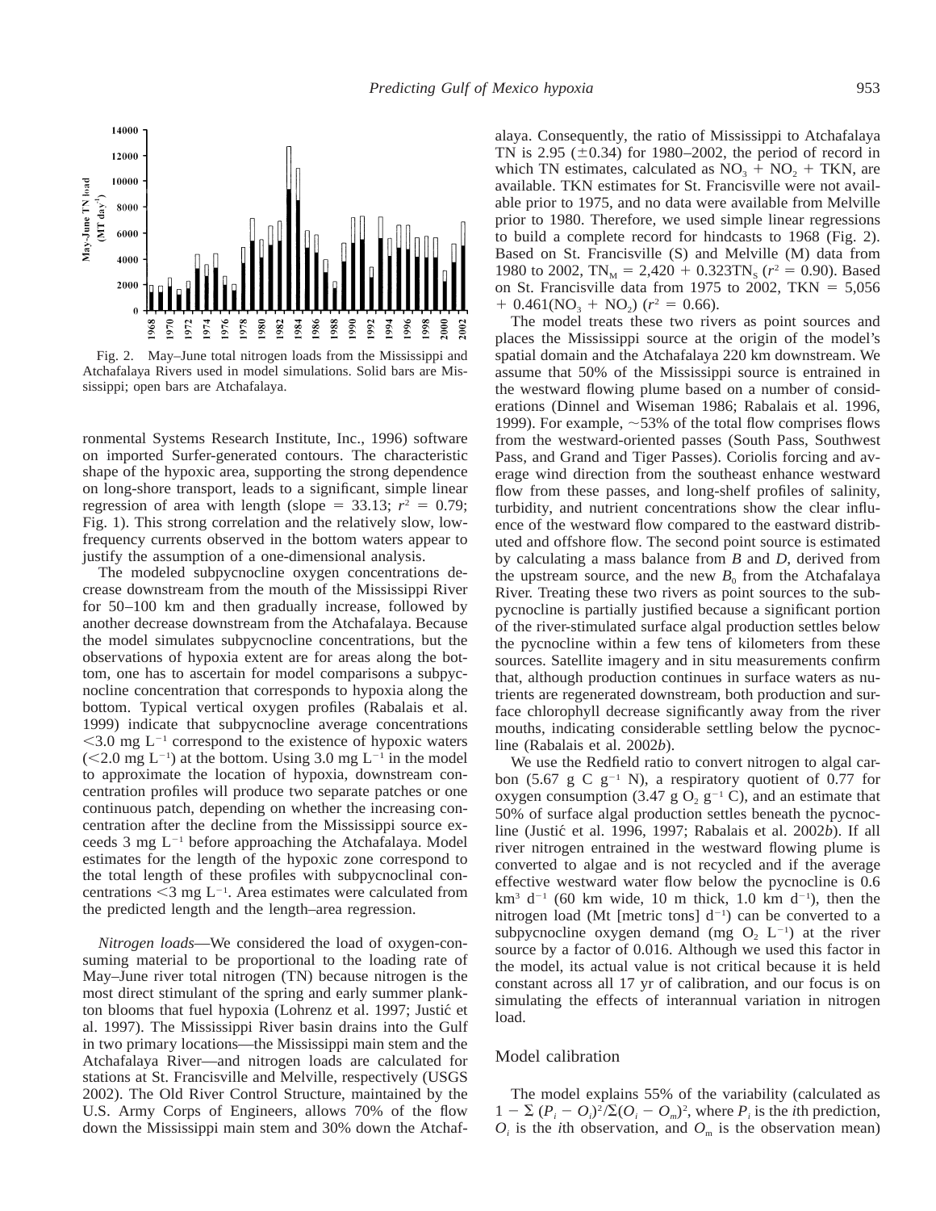Fig. 2. May–June total nitrogen loads from the Mississippi and Atchafalaya Rivers used in model simulations. Solid bars are Mississippi; open bars are Atchafalaya.

ronmental Systems Research Institute, Inc., 1996) software on imported Surfer-generated contours. The characteristic shape of the hypoxic area, supporting the strong dependence on long-shore transport, leads to a significant, simple linear regression of area with length (slope = 33.13; $r^2 = 0.79$; Fig. 1). This strong correlation and the relatively slow, low-frequency currents observed in the bottom waters appear to justify the assumption of a one-dimensional analysis.

The modeled subpycnocline oxygen concentrations decrease downstream from the mouth of the Mississippi River for 50–100 km and then gradually increase, followed by another decrease downstream from the Atchafalaya. Because the model simulates subpycnocline concentrations, but the observations of hypoxia extent are for areas along the bottom, one has to ascertain for model comparisons a subpycnocline concentration that corresponds to hypoxia along the bottom. Typical vertical oxygen profiles (Rabalais et al. 1999) indicate that subpycnocline average concentrations $<3.0$ mg $L^{-1}$ correspond to the existence of hypoxic waters ($<2.0$ mg $L^{-1}$) at the bottom. Using 3.0 mg $L^{-1}$ in the model to approximate the location of hypoxia, downstream concentration profiles will produce two separate patches or one continuous patch, depending on whether the increasing concentration after the decline from the Mississippi source exceeds 3 mg $L^{-1}$ before approaching the Atchafalaya. Model estimates for the length of the hypoxic zone correspond to the total length of these profiles with subpycnoclinal concentrations $<3$ mg $L^{-1}$. Area estimates were calculated from the predicted length and the length–area regression.

*Nitrogen loads*—We considered the load of oxygen-consuming material to be proportional to the loading rate of May–June river total nitrogen (TN) because nitrogen is the most direct stimulant of the spring and early summer plankton blooms that fuel hypoxia (Lohrenz et al. 1997; Justić et al. 1997). The Mississippi River basin drains into the Gulf in two primary locations—the Mississippi main stem and the Atchafalaya River—and nitrogen loads are calculated for stations at St. Francisville and Melville, respectively (USGS 2002). The Old River Control Structure, maintained by the U.S. Army Corps of Engineers, allows 70% of the flow down the Mississippi main stem and 30% down the Atchafalaya. Consequently, the ratio of Mississippi to Atchafalaya TN is 2.95 ($\pm$0.34) for 1980–2002, the period of record in which TN estimates, calculated as $NO_3 + NO_2 +$ TKN, are available. TKN estimates for St. Francisville were not available prior to 1975, and no data were available from Melville prior to 1980. Therefore, we used simple linear regressions to build a complete record for hindcasts to 1968 (Fig. 2). Based on St. Francisville (S) and Melville (M) data from 1980 to 2002, $TN_M = 2{,}420 + 0.323TN_S$ ($r^2 = 0.90$). Based on St. Francisville data from 1975 to 2002, TKN $= 5{,}056 + 0.461(NO_3 + NO_2)$ ($r^2 = 0.66$).

The model treats these two rivers as point sources and places the Mississippi source at the origin of the model's spatial domain and the Atchafalaya 220 km downstream. We assume that 50% of the Mississippi source is entrained in the westward flowing plume based on a number of considerations (Dinnel and Wiseman 1986; Rabalais et al. 1996, 1999). For example, ~53% of the total flow comprises flows from the westward-oriented passes (South Pass, Southwest Pass, and Grand and Tiger Passes). Coriolis forcing and average wind direction from the southeast enhance westward flow from these passes, and long-shelf profiles of salinity, turbidity, and nutrient concentrations show the clear influence of the westward flow compared to the eastward distributed and offshore flow. The second point source is estimated by calculating a mass balance from $B$ and $D$, derived from the upstream source, and the new $B_0$ from the Atchafalaya River. Treating these two rivers as point sources to the subpycnocline is partially justified because a significant portion of the river-stimulated surface algal production settles below the pycnocline within a few tens of kilometers from these sources. Satellite imagery and in situ measurements confirm that, although production continues in surface waters as nutrients are regenerated downstream, both production and surface chlorophyll decrease significantly away from the river mouths, indicating considerable settling below the pycnocline (Rabalais et al. 2002*b*).

We use the Redfield ratio to convert nitrogen to algal carbon (5.67 g C $g^{-1}$ N), a respiratory quotient of 0.77 for oxygen consumption (3.47 g $O_2$ $g^{-1}$ C), and an estimate that 50% of surface algal production settles beneath the pycnocline (Justić et al. 1996, 1997; Rabalais et al. 2002*b*). If all river nitrogen entrained in the westward flowing plume is converted to algae and is not recycled and if the average effective westward water flow below the pycnocline is 0.6 $km^3$ $d^{-1}$ (60 km wide, 10 m thick, 1.0 km $d^{-1}$), then the nitrogen load (Mt [metric tons] $d^{-1}$) can be converted to a subpycnocline oxygen demand (mg $O_2$ $L^{-1}$) at the river source by a factor of 0.016. Although we used this factor in the model, its actual value is not critical because it is held constant across all 17 yr of calibration, and our focus is on simulating the effects of interannual variation in nitrogen load.

## Model calibration

The model explains 55% of the variability (calculated as $1 - \Sigma (P_i - O_i)^2/\Sigma(O_i - O_m)^2$, where $P_i$ is the $i$th prediction, $O_i$ is the $i$th observation, and $O_m$ is the observation mean)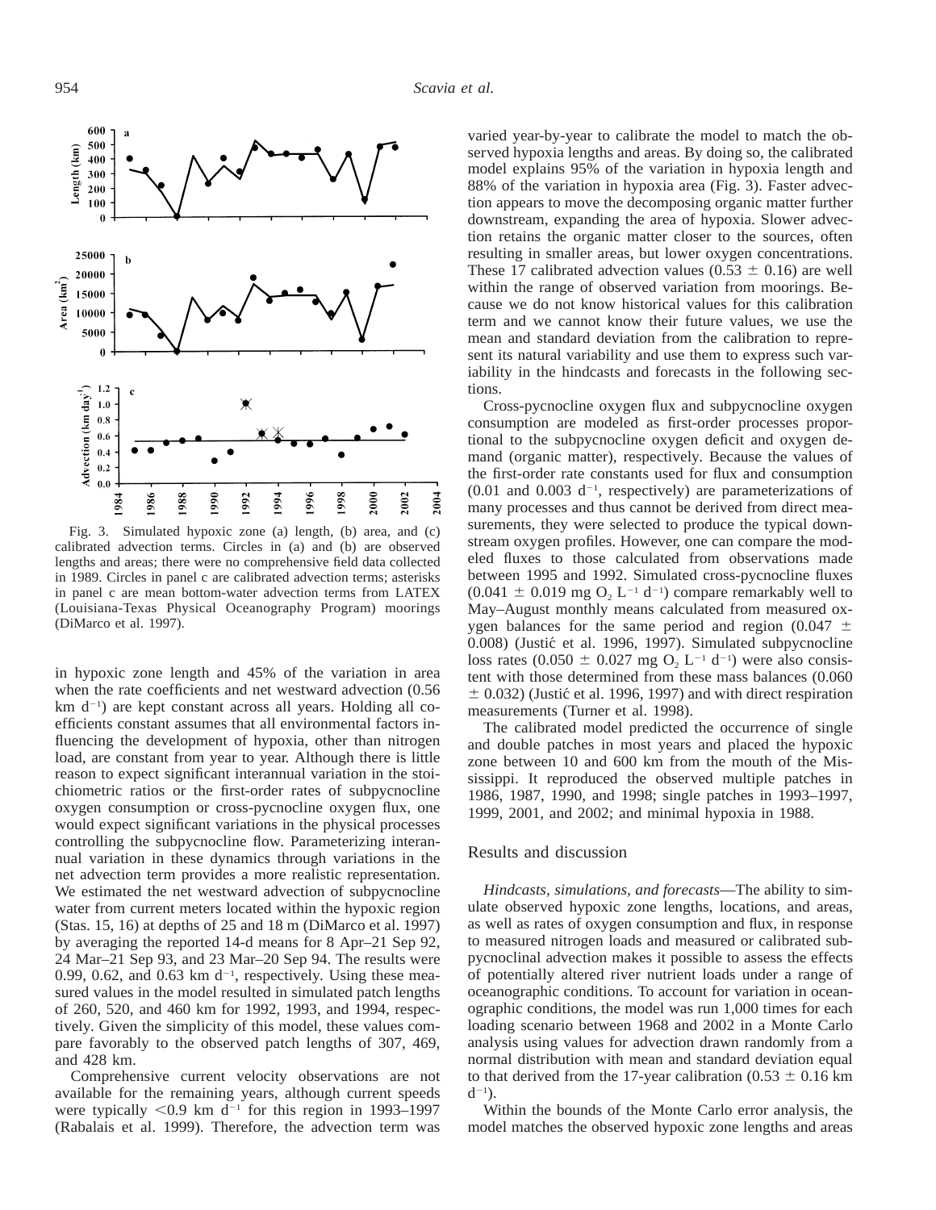Fig. 3. Simulated hypoxic zone (a) length, (b) area, and (c) calibrated advection terms. Circles in (a) and (b) are observed lengths and areas; there were no comprehensive field data collected in 1989. Circles in panel c are calibrated advection terms; asterisks in panel c are mean bottom-water advection terms from LATEX (Louisiana-Texas Physical Oceanography Program) moorings (DiMarco et al. 1997).

in hypoxic zone length and 45% of the variation in area when the rate coefficients and net westward advection (0.56 km $d^{-1}$) are kept constant across all years. Holding all coefficients constant assumes that all environmental factors influencing the development of hypoxia, other than nitrogen load, are constant from year to year. Although there is little reason to expect significant interannual variation in the stoichiometric ratios or the first-order rates of subpycnocline oxygen consumption or cross-pycnocline oxygen flux, one would expect significant variations in the physical processes controlling the subpycnocline flow. Parameterizing interannual variation in these dynamics through variations in the net advection term provides a more realistic representation. We estimated the net westward advection of subpycnocline water from current meters located within the hypoxic region (Stas. 15, 16) at depths of 25 and 18 m (DiMarco et al. 1997) by averaging the reported 14-d means for 8 Apr–21 Sep 92, 24 Mar–21 Sep 93, and 23 Mar–20 Sep 94. The results were 0.99, 0.62, and 0.63 km $d^{-1}$, respectively. Using these measured values in the model resulted in simulated patch lengths of 260, 520, and 460 km for 1992, 1993, and 1994, respectively. Given the simplicity of this model, these values compare favorably to the observed patch lengths of 307, 469, and 428 km.

Comprehensive current velocity observations are not available for the remaining years, although current speeds were typically <0.9 km $d^{-1}$ for this region in 1993–1997 (Rabalais et al. 1999). Therefore, the advection term was varied year-by-year to calibrate the model to match the observed hypoxia lengths and areas. By doing so, the calibrated model explains 95% of the variation in hypoxia length and 88% of the variation in hypoxia area (Fig. 3). Faster advection appears to move the decomposing organic matter further downstream, expanding the area of hypoxia. Slower advection retains the organic matter closer to the sources, often resulting in smaller areas, but lower oxygen concentrations. These 17 calibrated advection values (0.53 ± 0.16) are well within the range of observed variation from moorings. Because we do not know historical values for this calibration term and we cannot know their future values, we use the mean and standard deviation from the calibration to represent its natural variability and use them to express such variability in the hindcasts and forecasts in the following sections.

Cross-pycnocline oxygen flux and subpycnocline oxygen consumption are modeled as first-order processes proportional to the subpycnocline oxygen deficit and oxygen demand (organic matter), respectively. Because the values of the first-order rate constants used for flux and consumption (0.01 and 0.003 $d^{-1}$, respectively) are parameterizations of many processes and thus cannot be derived from direct measurements, they were selected to produce the typical downstream oxygen profiles. However, one can compare the modeled fluxes to those calculated from observations made between 1995 and 1992. Simulated cross-pycnocline fluxes (0.041 ± 0.019 mg $O_2$ $L^{-1}$ $d^{-1}$) compare remarkably well to May–August monthly means calculated from measured oxygen balances for the same period and region (0.047 ± 0.008) (Justić et al. 1996, 1997). Simulated subpycnocline loss rates (0.050 ± 0.027 mg $O_2$ $L^{-1}$ $d^{-1}$) were also consistent with those determined from these mass balances (0.060 ± 0.032) (Justić et al. 1996, 1997) and with direct respiration measurements (Turner et al. 1998).

The calibrated model predicted the occurrence of single and double patches in most years and placed the hypoxic zone between 10 and 600 km from the mouth of the Mississippi. It reproduced the observed multiple patches in 1986, 1987, 1990, and 1998; single patches in 1993–1997, 1999, 2001, and 2002; and minimal hypoxia in 1988.

## Results and discussion

*Hindcasts, simulations, and forecasts*—The ability to simulate observed hypoxic zone lengths, locations, and areas, as well as rates of oxygen consumption and flux, in response to measured nitrogen loads and measured or calibrated subpycnoclinal advection makes it possible to assess the effects of potentially altered river nutrient loads under a range of oceanographic conditions. To account for variation in oceanographic conditions, the model was run 1,000 times for each loading scenario between 1968 and 2002 in a Monte Carlo analysis using values for advection drawn randomly from a normal distribution with mean and standard deviation equal to that derived from the 17-year calibration (0.53 ± 0.16 km $d^{-1}$).

Within the bounds of the Monte Carlo error analysis, the model matches the observed hypoxic zone lengths and areas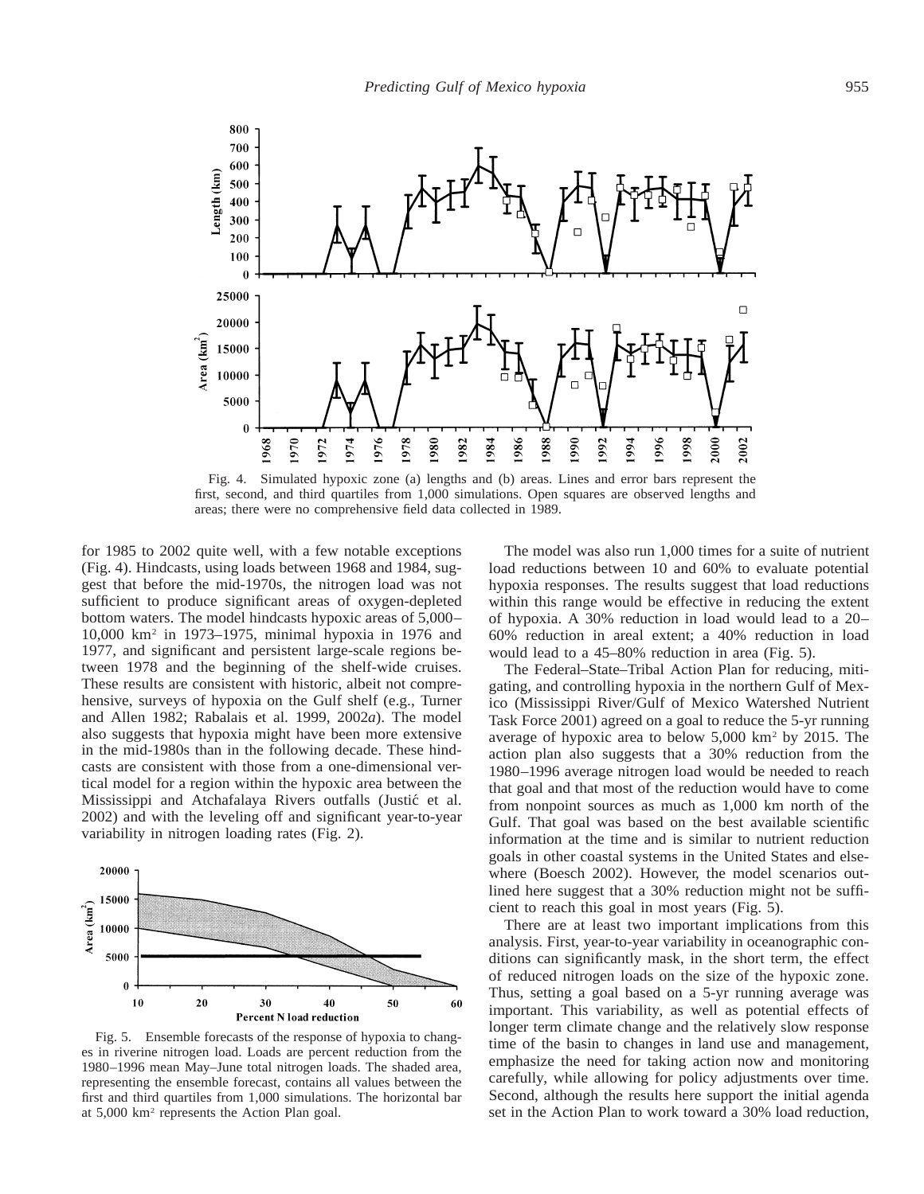Fig. 4. Simulated hypoxic zone (a) lengths and (b) areas. Lines and error bars represent the first, second, and third quartiles from 1,000 simulations. Open squares are observed lengths and areas; there were no comprehensive field data collected in 1989.

for 1985 to 2002 quite well, with a few notable exceptions (Fig. 4). Hindcasts, using loads between 1968 and 1984, suggest that before the mid-1970s, the nitrogen load was not sufficient to produce significant areas of oxygen-depleted bottom waters. The model hindcasts hypoxic areas of 5,000–10,000 km$^2$ in 1973–1975, minimal hypoxia in 1976 and 1977, and significant and persistent large-scale regions between 1978 and the beginning of the shelf-wide cruises. These results are consistent with historic, albeit not comprehensive, surveys of hypoxia on the Gulf shelf (e.g., Turner and Allen 1982; Rabalais et al. 1999, 2002*a*). The model also suggests that hypoxia might have been more extensive in the mid-1980s than in the following decade. These hindcasts are consistent with those from a one-dimensional vertical model for a region within the hypoxic area between the Mississippi and Atchafalaya Rivers outfalls (Justić et al. 2002) and with the leveling off and significant year-to-year variability in nitrogen loading rates (Fig. 2).

Fig. 5. Ensemble forecasts of the response of hypoxia to changes in riverine nitrogen load. Loads are percent reduction from the 1980–1996 mean May–June total nitrogen loads. The shaded area, representing the ensemble forecast, contains all values between the first and third quartiles from 1,000 simulations. The horizontal bar at 5,000 km$^2$ represents the Action Plan goal.

The model was also run 1,000 times for a suite of nutrient load reductions between 10 and 60% to evaluate potential hypoxia responses. The results suggest that load reductions within this range would be effective in reducing the extent of hypoxia. A 30% reduction in load would lead to a 20–60% reduction in areal extent; a 40% reduction in load would lead to a 45–80% reduction in area (Fig. 5).

The Federal–State–Tribal Action Plan for reducing, mitigating, and controlling hypoxia in the northern Gulf of Mexico (Mississippi River/Gulf of Mexico Watershed Nutrient Task Force 2001) agreed on a goal to reduce the 5-yr running average of hypoxic area to below 5,000 km$^2$ by 2015. The action plan also suggests that a 30% reduction from the 1980–1996 average nitrogen load would be needed to reach that goal and that most of the reduction would have to come from nonpoint sources as much as 1,000 km north of the Gulf. That goal was based on the best available scientific information at the time and is similar to nutrient reduction goals in other coastal systems in the United States and elsewhere (Boesch 2002). However, the model scenarios outlined here suggest that a 30% reduction might not be sufficient to reach this goal in most years (Fig. 5).

There are at least two important implications from this analysis. First, year-to-year variability in oceanographic conditions can significantly mask, in the short term, the effect of reduced nitrogen loads on the size of the hypoxic zone. Thus, setting a goal based on a 5-yr running average was important. This variability, as well as potential effects of longer term climate change and the relatively slow response time of the basin to changes in land use and management, emphasize the need for taking action now and monitoring carefully, while allowing for policy adjustments over time. Second, although the results here support the initial agenda set in the Action Plan to work toward a 30% load reduction,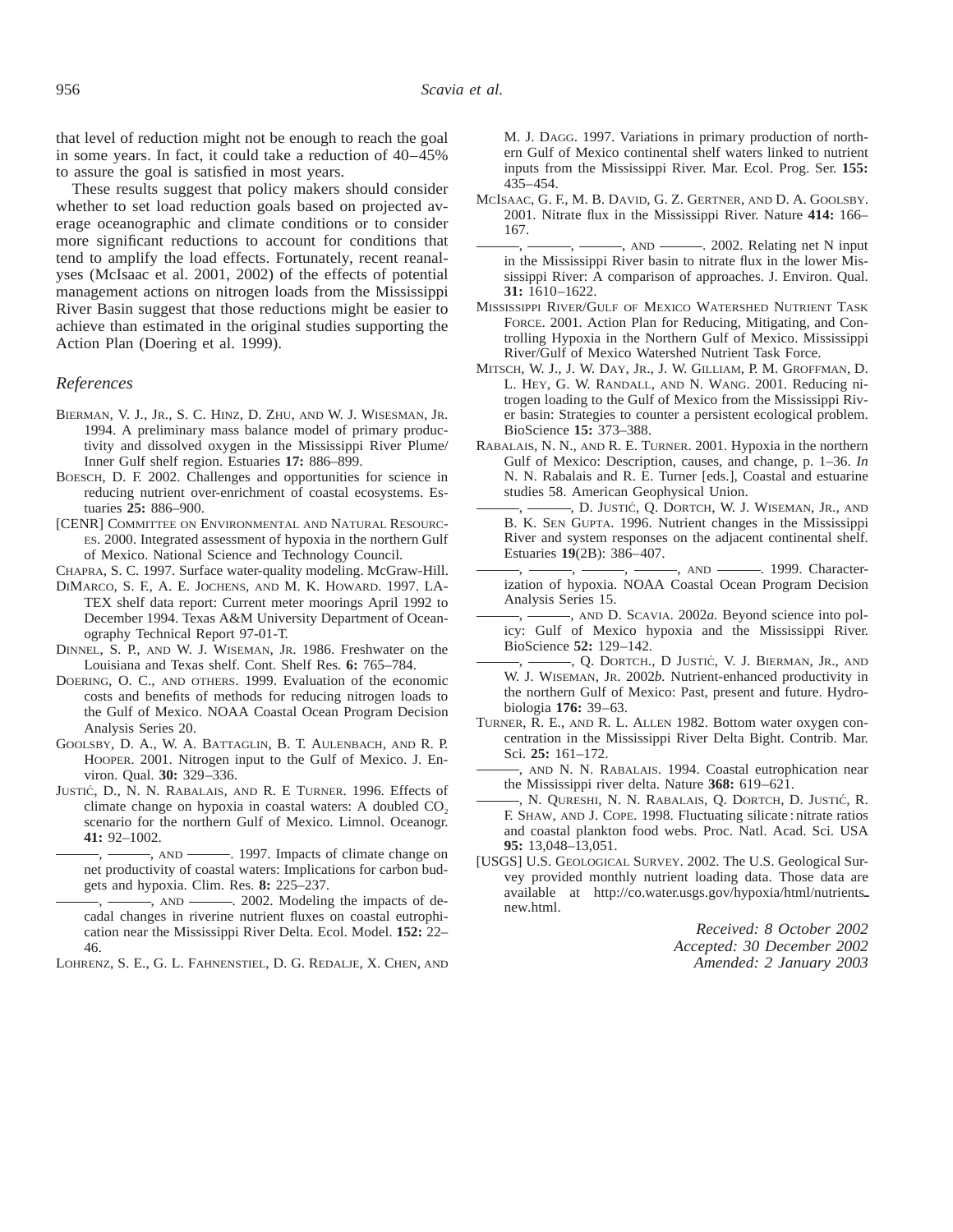that level of reduction might not be enough to reach the goal in some years. In fact, it could take a reduction of 40–45% to assure the goal is satisfied in most years.

These results suggest that policy makers should consider whether to set load reduction goals based on projected average oceanographic and climate conditions or to consider more significant reductions to account for conditions that tend to amplify the load effects. Fortunately, recent reanalyses (McIsaac et al. 2001, 2002) of the effects of potential management actions on nitrogen loads from the Mississippi River Basin suggest that those reductions might be easier to achieve than estimated in the original studies supporting the Action Plan (Doering et al. 1999).

## *References*

BIERMAN, V. J., JR., S. C. HINZ, D. ZHU, AND W. J. WISESMAN, JR. 1994. A preliminary mass balance model of primary productivity and dissolved oxygen in the Mississippi River Plume/Inner Gulf shelf region. Estuaries **17:** 886–899.

BOESCH, D. F. 2002. Challenges and opportunities for science in reducing nutrient over-enrichment of coastal ecosystems. Estuaries **25:** 886–900.

[CENR] COMMITTEE ON ENVIRONMENTAL AND NATURAL RESOURCES. 2000. Integrated assessment of hypoxia in the northern Gulf of Mexico. National Science and Technology Council.

CHAPRA, S. C. 1997. Surface water-quality modeling. McGraw-Hill.

DIMARCO, S. F., A. E. JOCHENS, AND M. K. HOWARD. 1997. LATEX shelf data report: Current meter moorings April 1992 to December 1994. Texas A&M University Department of Oceanography Technical Report 97-01-T.

DINNEL, S. P., AND W. J. WISEMAN, JR. 1986. Freshwater on the Louisiana and Texas shelf. Cont. Shelf Res. **6:** 765–784.

DOERING, O. C., AND OTHERS. 1999. Evaluation of the economic costs and benefits of methods for reducing nitrogen loads to the Gulf of Mexico. NOAA Coastal Ocean Program Decision Analysis Series 20.

GOOLSBY, D. A., W. A. BATTAGLIN, B. T. AULENBACH, AND R. P. HOOPER. 2001. Nitrogen input to the Gulf of Mexico. J. Environ. Qual. **30:** 329–336.

JUSTIĆ, D., N. N. RABALAIS, AND R. E TURNER. 1996. Effects of climate change on hypoxia in coastal waters: A doubled $CO_2$ scenario for the northern Gulf of Mexico. Limnol. Oceanogr. **41:** 92–1002.

———, ———, AND ———. 1997. Impacts of climate change on net productivity of coastal waters: Implications for carbon budgets and hypoxia. Clim. Res. **8:** 225–237.

———, ———, AND ———. 2002. Modeling the impacts of decadal changes in riverine nutrient fluxes on coastal eutrophication near the Mississippi River Delta. Ecol. Model. **152:** 22–46.

LOHRENZ, S. E., G. L. FAHNENSTIEL, D. G. REDALJE, X. CHEN, AND M. J. DAGG. 1997. Variations in primary production of northern Gulf of Mexico continental shelf waters linked to nutrient inputs from the Mississippi River. Mar. Ecol. Prog. Ser. **155:** 435–454.

MCISAAC, G. F., M. B. DAVID, G. Z. GERTNER, AND D. A. GOOLSBY. 2001. Nitrate flux in the Mississippi River. Nature **414:** 166–167.

———, ———, ———, AND ———. 2002. Relating net N input in the Mississippi River basin to nitrate flux in the lower Mississippi River: A comparison of approaches. J. Environ. Qual. **31:** 1610–1622.

MISSISSIPPI RIVER/GULF OF MEXICO WATERSHED NUTRIENT TASK FORCE. 2001. Action Plan for Reducing, Mitigating, and Controlling Hypoxia in the Northern Gulf of Mexico. Mississippi River/Gulf of Mexico Watershed Nutrient Task Force.

MITSCH, W. J., J. W. DAY, JR., J. W. GILLIAM, P. M. GROFFMAN, D. L. HEY, G. W. RANDALL, AND N. WANG. 2001. Reducing nitrogen loading to the Gulf of Mexico from the Mississippi River basin: Strategies to counter a persistent ecological problem. BioScience **15:** 373–388.

RABALAIS, N. N., AND R. E. TURNER. 2001. Hypoxia in the northern Gulf of Mexico: Description, causes, and change, p. 1–36. *In* N. N. Rabalais and R. E. Turner [eds.], Coastal and estuarine studies 58. American Geophysical Union.

———, ———, D. JUSTIĆ, Q. DORTCH, W. J. WISEMAN, JR., AND B. K. SEN GUPTA. 1996. Nutrient changes in the Mississippi River and system responses on the adjacent continental shelf. Estuaries **19**(2B): 386–407.

———, ———, ———, ———, AND ———. 1999. Characterization of hypoxia. NOAA Coastal Ocean Program Decision Analysis Series 15.

———, ———, AND D. SCAVIA. 2002*a*. Beyond science into policy: Gulf of Mexico hypoxia and the Mississippi River. BioScience **52:** 129–142.

———, ———, Q. DORTCH., D JUSTIĆ, V. J. BIERMAN, JR., AND W. J. WISEMAN, JR. 2002*b*. Nutrient-enhanced productivity in the northern Gulf of Mexico: Past, present and future. Hydrobiologia **176:** 39–63.

TURNER, R. E., AND R. L. ALLEN 1982. Bottom water oxygen concentration in the Mississippi River Delta Bight. Contrib. Mar. Sci. **25:** 161–172.

———, AND N. N. RABALAIS. 1994. Coastal eutrophication near the Mississippi river delta. Nature **368:** 619–621.

———, N. QURESHI, N. N. RABALAIS, Q. DORTCH, D. JUSTIĆ, R. F. SHAW, AND J. COPE. 1998. Fluctuating silicate : nitrate ratios and coastal plankton food webs. Proc. Natl. Acad. Sci. USA **95:** 13,048–13,051.

[USGS] U.S. GEOLOGICAL SURVEY. 2002. The U.S. Geological Survey provided monthly nutrient loading data. Those data are available at http://co.water.usgs.gov/hypoxia/html/nutrients_new.html.

*Received: 8 October 2002*
*Accepted: 30 December 2002*
*Amended: 2 January 2003*